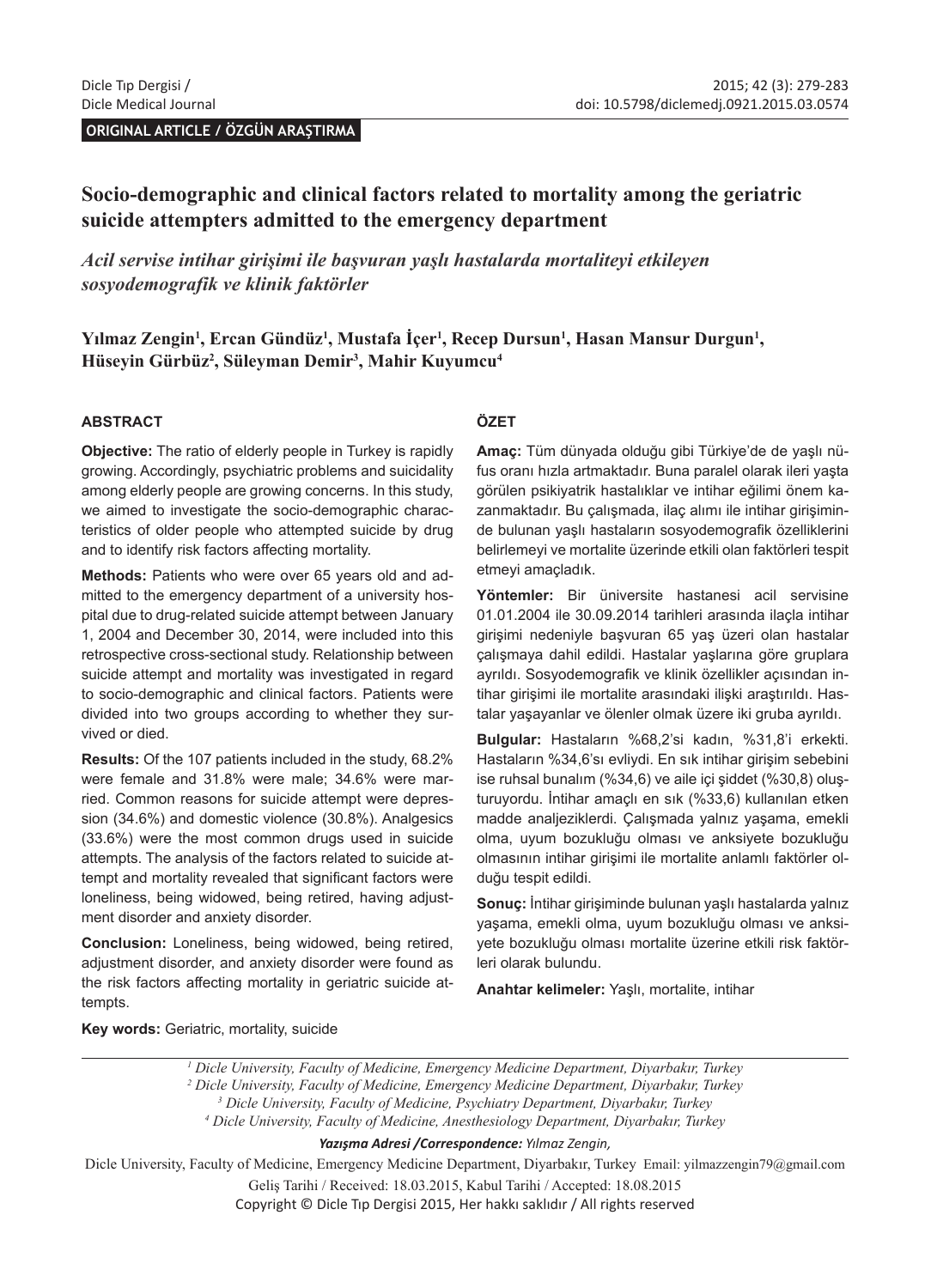ORIGINAL ARTICLE / ÖZGÜN ARAŞTIRMA

# Socio-demographic and clinical factors related to mortality among the geriatric suicide attempters admitted to the emergency department

## *Acil servise intihar girişimi ile başvuran yaşlı hastalarda mortaliteyi etkileyen sosyodemografik ve klinik faktörler*

**Yılmaz Zengin[1], Ercan Gündüz[1], Mustafa İçer[1], Recep Dursun[1], Hasan Mansur Durgun[1], Hüseyin Gürbüz[2], Süleyman Demir[3], Mahir Kuyumcu[4]**

### ABSTRACT

**Objective:** The ratio of elderly people in Turkey is rapidly growing. Accordingly, psychiatric problems and suicidality among elderly people are growing concerns. In this study, we aimed to investigate the socio-demographic characteristics of older people who attempted suicide by drug and to identify risk factors affecting mortality.

**Methods:** Patients who were over 65 years old and admitted to the emergency department of a university hospital due to drug-related suicide attempt between January 1, 2004 and December 30, 2014, were included into this retrospective cross-sectional study. Relationship between suicide attempt and mortality was investigated in regard to socio-demographic and clinical factors. Patients were divided into two groups according to whether they survived or died.

**Results:** Of the 107 patients included in the study, 68.2% were female and 31.8% were male; 34.6% were married. Common reasons for suicide attempt were depression (34.6%) and domestic violence (30.8%). Analgesics (33.6%) were the most common drugs used in suicide attempts. The analysis of the factors related to suicide attempt and mortality revealed that significant factors were loneliness, being widowed, being retired, having adjustment disorder and anxiety disorder.

**Conclusion:** Loneliness, being widowed, being retired, adjustment disorder, and anxiety disorder were found as the risk factors affecting mortality in geriatric suicide attempts.

**Key words:** Geriatric, mortality, suicide

### ÖZET

**Amaç:** Tüm dünyada olduğu gibi Türkiye'de de yaşlı nüfus oranı hızla artmaktadır. Buna paralel olarak ileri yaşta görülen psikiyatrik hastalıklar ve intihar eğilimi önem kazanmaktadır. Bu çalışmada, ilaç alımı ile intihar girişiminde bulunan yaşlı hastaların sosyodemografik özelliklerini belirlemeyi ve mortalite üzerinde etkili olan faktörleri tespit etmeyi amaçladık.

**Yöntemler:** Bir üniversite hastanesi acil servisine 01.01.2004 ile 30.09.2014 tarihleri arasında ilaçla intihar girişimi nedeniyle başvuran 65 yaş üzeri olan hastalar çalışmaya dahil edildi. Hastalar yaşlarına göre gruplara ayrıldı. Sosyodemografik ve klinik özellikler açısından intihar girişimi ile mortalite arasındaki ilişki araştırıldı. Hastalar yaşayanlar ve ölenler olmak üzere iki gruba ayrıldı.

**Bulgular:** Hastaların %68,2'si kadın, %31,8'i erkekti. Hastaların %34,6'sı evliydi. En sık intihar girişim sebebini ise ruhsal bunalım (%34,6) ve aile içi şiddet (%30,8) oluşturuyordu. İntihar amaçlı en sık (%33,6) kullanılan etken madde analjeziklerdi. Çalışmada yalnız yaşama, emekli olma, uyum bozukluğu olması ve anksiyete bozukluğu olmasının intihar girişimi ile mortalite anlamlı faktörler olduğu tespit edildi.

**Sonuç:** İntihar girişiminde bulunan yaşlı hastalarda yalnız yaşama, emekli olma, uyum bozukluğu olması ve anksiyete bozukluğu olması mortalite üzerine etkili risk faktörleri olarak bulundu.

**Anahtar kelimeler:** Yaşlı, mortalite, intihar

---

[1] *Dicle University, Faculty of Medicine, Emergency Medicine Department, Diyarbakır, Turkey*
[2] *Dicle University, Faculty of Medicine, Emergency Medicine Department, Diyarbakır, Turkey*
[3] *Dicle University, Faculty of Medicine, Psychiatry Department, Diyarbakır, Turkey*
[4] *Dicle University, Faculty of Medicine, Anesthesiology Department, Diyarbakır, Turkey*

***Yazışma Adresi /Correspondence:*** *Yılmaz Zengin,*

Dicle University, Faculty of Medicine, Emergency Medicine Department, Diyarbakır, Turkey Email: yilmazzengin79@gmail.com

Geliş Tarihi / Received: 18.03.2015, Kabul Tarihi / Accepted: 18.08.2015

Copyright © Dicle Tıp Dergisi 2015, Her hakkı saklıdır / All rights reserved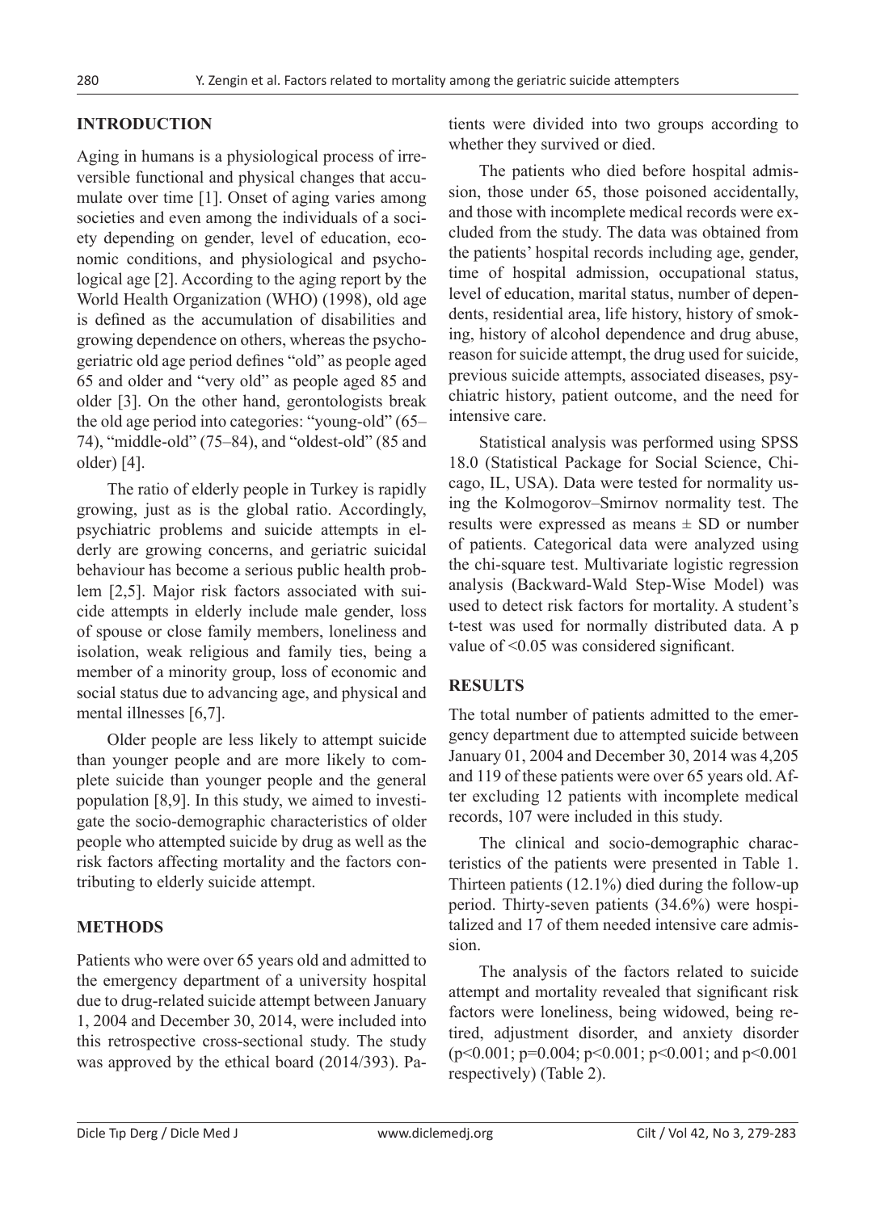## INTRODUCTION

Aging in humans is a physiological process of irreversible functional and physical changes that accumulate over time [1]. Onset of aging varies among societies and even among the individuals of a society depending on gender, level of education, economic conditions, and physiological and psychological age [2]. According to the aging report by the World Health Organization (WHO) (1998), old age is defined as the accumulation of disabilities and growing dependence on others, whereas the psychogeriatric old age period defines "old" as people aged 65 and older and "very old" as people aged 85 and older [3]. On the other hand, gerontologists break the old age period into categories: "young-old" (65–74), "middle-old" (75–84), and "oldest-old" (85 and older) [4].

The ratio of elderly people in Turkey is rapidly growing, just as is the global ratio. Accordingly, psychiatric problems and suicide attempts in elderly are growing concerns, and geriatric suicidal behaviour has become a serious public health problem [2,5]. Major risk factors associated with suicide attempts in elderly include male gender, loss of spouse or close family members, loneliness and isolation, weak religious and family ties, being a member of a minority group, loss of economic and social status due to advancing age, and physical and mental illnesses [6,7].

Older people are less likely to attempt suicide than younger people and are more likely to complete suicide than younger people and the general population [8,9]. In this study, we aimed to investigate the socio-demographic characteristics of older people who attempted suicide by drug as well as the risk factors affecting mortality and the factors contributing to elderly suicide attempt.

## METHODS

Patients who were over 65 years old and admitted to the emergency department of a university hospital due to drug-related suicide attempt between January 1, 2004 and December 30, 2014, were included into this retrospective cross-sectional study. The study was approved by the ethical board (2014/393). Patients were divided into two groups according to whether they survived or died.

The patients who died before hospital admission, those under 65, those poisoned accidentally, and those with incomplete medical records were excluded from the study. The data was obtained from the patients' hospital records including age, gender, time of hospital admission, occupational status, level of education, marital status, number of dependents, residential area, life history, history of smoking, history of alcohol dependence and drug abuse, reason for suicide attempt, the drug used for suicide, previous suicide attempts, associated diseases, psychiatric history, patient outcome, and the need for intensive care.

Statistical analysis was performed using SPSS 18.0 (Statistical Package for Social Science, Chicago, IL, USA). Data were tested for normality using the Kolmogorov–Smirnov normality test. The results were expressed as means ± SD or number of patients. Categorical data were analyzed using the chi-square test. Multivariate logistic regression analysis (Backward-Wald Step-Wise Model) was used to detect risk factors for mortality. A student's t-test was used for normally distributed data. A p value of $<0.05$ was considered significant.

## RESULTS

The total number of patients admitted to the emergency department due to attempted suicide between January 01, 2004 and December 30, 2014 was 4,205 and 119 of these patients were over 65 years old. After excluding 12 patients with incomplete medical records, 107 were included in this study.

The clinical and socio-demographic characteristics of the patients were presented in Table 1. Thirteen patients (12.1%) died during the follow-up period. Thirty-seven patients (34.6%) were hospitalized and 17 of them needed intensive care admission.

The analysis of the factors related to suicide attempt and mortality revealed that significant risk factors were loneliness, being widowed, being retired, adjustment disorder, and anxiety disorder ($p<0.001$; $p=0.004$; $p<0.001$; $p<0.001$; and $p<0.001$ respectively) (Table 2).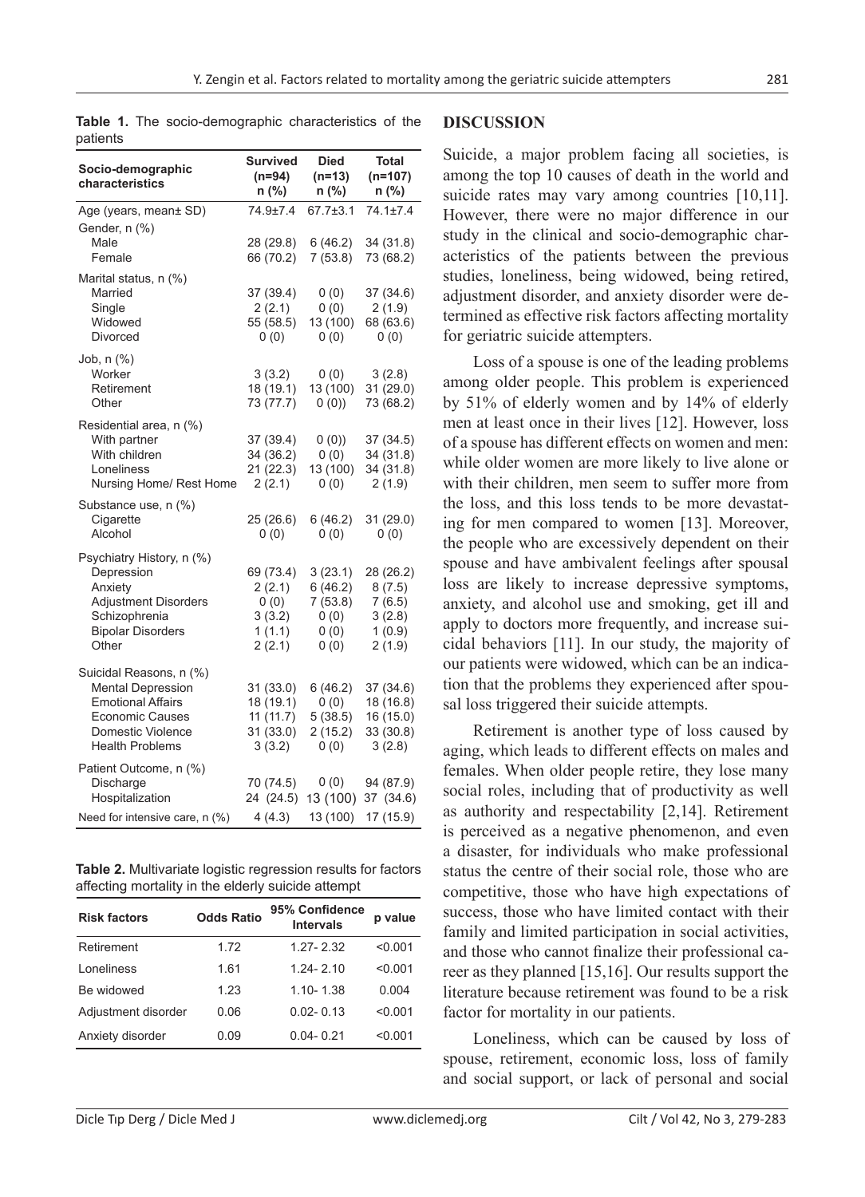**Table 1.** The socio-demographic characteristics of the patients

| Socio-demographic characteristics | Survived (n=94) n (%) | Died (n=13) n (%) | Total (n=107) n (%) |
|---|---|---|---|
| Age (years, mean± SD) | 74.9±7.4 | 67.7±3.1 | 74.1±7.4 |
| Gender, n (%) | | | |
| Male | 28 (29.8) | 6 (46.2) | 34 (31.8) |
| Female | 66 (70.2) | 7 (53.8) | 73 (68.2) |
| Marital status, n (%) | | | |
| Married | 37 (39.4) | 0 (0) | 37 (34.6) |
| Single | 2 (2.1) | 0 (0) | 2 (1.9) |
| Widowed | 55 (58.5) | 13 (100) | 68 (63.6) |
| Divorced | 0 (0) | 0 (0) | 0 (0) |
| Job, n (%) | | | |
| Worker | 3 (3.2) | 0 (0) | 3 (2.8) |
| Retirement | 18 (19.1) | 13 (100) | 31 (29.0) |
| Other | 73 (77.7) | 0 (0)) | 73 (68.2) |
| Residential area, n (%) | | | |
| With partner | 37 (39.4) | 0 (0)) | 37 (34.5) |
| With children | 34 (36.2) | 0 (0) | 34 (31.8) |
| Loneliness | 21 (22.3) | 13 (100) | 34 (31.8) |
| Nursing Home/ Rest Home | 2 (2.1) | 0 (0) | 2 (1.9) |
| Substance use, n (%) | | | |
| Cigarette | 25 (26.6) | 6 (46.2) | 31 (29.0) |
| Alcohol | 0 (0) | 0 (0) | 0 (0) |
| Psychiatry History, n (%) | | | |
| Depression | 69 (73.4) | 3 (23.1) | 28 (26.2) |
| Anxiety | 2 (2.1) | 6 (46.2) | 8 (7.5) |
| Adjustment Disorders | 0 (0) | 7 (53.8) | 7 (6.5) |
| Schizophrenia | 3 (3.2) | 0 (0) | 3 (2.8) |
| Bipolar Disorders | 1 (1.1) | 0 (0) | 1 (0.9) |
| Other | 2 (2.1) | 0 (0) | 2 (1.9) |
| Suicidal Reasons, n (%) | | | |
| Mental Depression | 31 (33.0) | 6 (46.2) | 37 (34.6) |
| Emotional Affairs | 18 (19.1) | 0 (0) | 18 (16.8) |
| Economic Causes | 11 (11.7) | 5 (38.5) | 16 (15.0) |
| Domestic Violence | 31 (33.0) | 2 (15.2) | 33 (30.8) |
| Health Problems | 3 (3.2) | 0 (0) | 3 (2.8) |
| Patient Outcome, n (%) | | | |
| Discharge | 70 (74.5) | 0 (0) | 94 (87.9) |
| Hospitalization | 24 (24.5) | 13 (100) | 37 (34.6) |
| Need for intensive care, n (%) | 4 (4.3) | 13 (100) | 17 (15.9) |

**Table 2.** Multivariate logistic regression results for factors affecting mortality in the elderly suicide attempt

| Risk factors | Odds Ratio | 95% Confidence Intervals | p value |
|---|---|---|---|
| Retirement | 1.72 | 1.27- 2.32 | <0.001 |
| Loneliness | 1.61 | 1.24- 2.10 | <0.001 |
| Be widowed | 1.23 | 1.10- 1.38 | 0.004 |
| Adjustment disorder | 0.06 | 0.02- 0.13 | <0.001 |
| Anxiety disorder | 0.09 | 0.04- 0.21 | <0.001 |

## DISCUSSION

Suicide, a major problem facing all societies, is among the top 10 causes of death in the world and suicide rates may vary among countries [10,11]. However, there were no major difference in our study in the clinical and socio-demographic characteristics of the patients between the previous studies, loneliness, being widowed, being retired, adjustment disorder, and anxiety disorder were determined as effective risk factors affecting mortality for geriatric suicide attempters.

Loss of a spouse is one of the leading problems among older people. This problem is experienced by 51% of elderly women and by 14% of elderly men at least once in their lives [12]. However, loss of a spouse has different effects on women and men: while older women are more likely to live alone or with their children, men seem to suffer more from the loss, and this loss tends to be more devastating for men compared to women [13]. Moreover, the people who are excessively dependent on their spouse and have ambivalent feelings after spousal loss are likely to increase depressive symptoms, anxiety, and alcohol use and smoking, get ill and apply to doctors more frequently, and increase suicidal behaviors [11]. In our study, the majority of our patients were widowed, which can be an indication that the problems they experienced after spousal loss triggered their suicide attempts.

Retirement is another type of loss caused by aging, which leads to different effects on males and females. When older people retire, they lose many social roles, including that of productivity as well as authority and respectability [2,14]. Retirement is perceived as a negative phenomenon, and even a disaster, for individuals who make professional status the centre of their social role, those who are competitive, those who have high expectations of success, those who have limited contact with their family and limited participation in social activities, and those who cannot finalize their professional career as they planned [15,16]. Our results support the literature because retirement was found to be a risk factor for mortality in our patients.

Loneliness, which can be caused by loss of spouse, retirement, economic loss, loss of family and social support, or lack of personal and social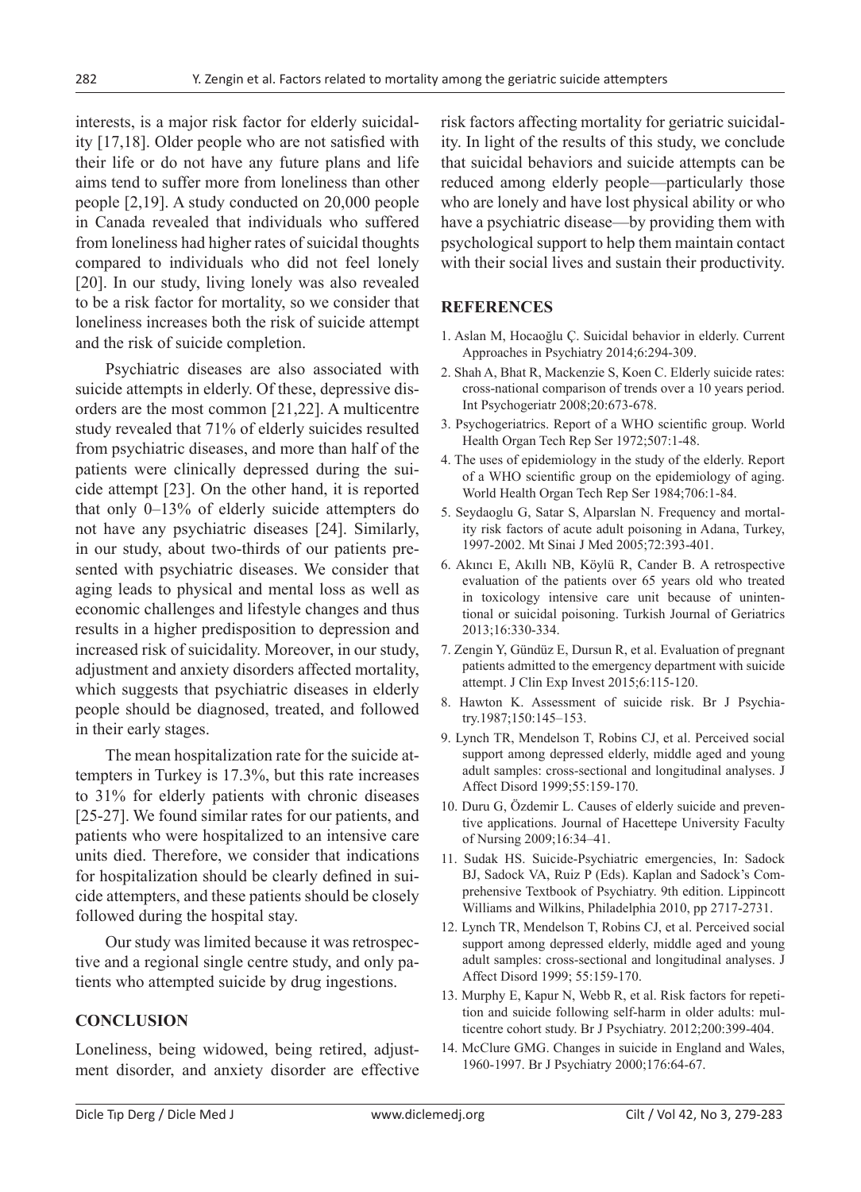interests, is a major risk factor for elderly suicidality [17,18]. Older people who are not satisfied with their life or do not have any future plans and life aims tend to suffer more from loneliness than other people [2,19]. A study conducted on 20,000 people in Canada revealed that individuals who suffered from loneliness had higher rates of suicidal thoughts compared to individuals who did not feel lonely [20]. In our study, living lonely was also revealed to be a risk factor for mortality, so we consider that loneliness increases both the risk of suicide attempt and the risk of suicide completion.

Psychiatric diseases are also associated with suicide attempts in elderly. Of these, depressive disorders are the most common [21,22]. A multicentre study revealed that 71% of elderly suicides resulted from psychiatric diseases, and more than half of the patients were clinically depressed during the suicide attempt [23]. On the other hand, it is reported that only 0–13% of elderly suicide attempters do not have any psychiatric diseases [24]. Similarly, in our study, about two-thirds of our patients presented with psychiatric diseases. We consider that aging leads to physical and mental loss as well as economic challenges and lifestyle changes and thus results in a higher predisposition to depression and increased risk of suicidality. Moreover, in our study, adjustment and anxiety disorders affected mortality, which suggests that psychiatric diseases in elderly people should be diagnosed, treated, and followed in their early stages.

The mean hospitalization rate for the suicide attempters in Turkey is 17.3%, but this rate increases to 31% for elderly patients with chronic diseases [25-27]. We found similar rates for our patients, and patients who were hospitalized to an intensive care units died. Therefore, we consider that indications for hospitalization should be clearly defined in suicide attempters, and these patients should be closely followed during the hospital stay.

Our study was limited because it was retrospective and a regional single centre study, and only patients who attempted suicide by drug ingestions.

## CONCLUSION

Loneliness, being widowed, being retired, adjustment disorder, and anxiety disorder are effective risk factors affecting mortality for geriatric suicidality. In light of the results of this study, we conclude that suicidal behaviors and suicide attempts can be reduced among elderly people—particularly those who are lonely and have lost physical ability or who have a psychiatric disease—by providing them with psychological support to help them maintain contact with their social lives and sustain their productivity.

## REFERENCES

1. Aslan M, Hocaoğlu Ç. Suicidal behavior in elderly. Current Approaches in Psychiatry 2014;6:294-309.
2. Shah A, Bhat R, Mackenzie S, Koen C. Elderly suicide rates: cross-national comparison of trends over a 10 years period. Int Psychogeriatr 2008;20:673-678.
3. Psychogeriatrics. Report of a WHO scientific group. World Health Organ Tech Rep Ser 1972;507:1-48.
4. The uses of epidemiology in the study of the elderly. Report of a WHO scientific group on the epidemiology of aging. World Health Organ Tech Rep Ser 1984;706:1-84.
5. Seydaoglu G, Satar S, Alparslan N. Frequency and mortality risk factors of acute adult poisoning in Adana, Turkey, 1997-2002. Mt Sinai J Med 2005;72:393-401.
6. Akıncı E, Akıllı NB, Köylü R, Cander B. A retrospective evaluation of the patients over 65 years old who treated in toxicology intensive care unit because of unintentional or suicidal poisoning. Turkish Journal of Geriatrics 2013;16:330-334.
7. Zengin Y, Gündüz E, Dursun R, et al. Evaluation of pregnant patients admitted to the emergency department with suicide attempt. J Clin Exp Invest 2015;6:115-120.
8. Hawton K. Assessment of suicide risk. Br J Psychiatry.1987;150:145–153.
9. Lynch TR, Mendelson T, Robins CJ, et al. Perceived social support among depressed elderly, middle aged and young adult samples: cross-sectional and longitudinal analyses. J Affect Disord 1999;55:159-170.
10. Duru G, Özdemir L. Causes of elderly suicide and preventive applications. Journal of Hacettepe University Faculty of Nursing 2009;16:34–41.
11. Sudak HS. Suicide-Psychiatric emergencies, In: Sadock BJ, Sadock VA, Ruiz P (Eds). Kaplan and Sadock's Comprehensive Textbook of Psychiatry. 9th edition. Lippincott Williams and Wilkins, Philadelphia 2010, pp 2717-2731.
12. Lynch TR, Mendelson T, Robins CJ, et al. Perceived social support among depressed elderly, middle aged and young adult samples: cross-sectional and longitudinal analyses. J Affect Disord 1999; 55:159-170.
13. Murphy E, Kapur N, Webb R, et al. Risk factors for repetition and suicide following self-harm in older adults: multicentre cohort study. Br J Psychiatry. 2012;200:399-404.
14. McClure GMG. Changes in suicide in England and Wales, 1960-1997. Br J Psychiatry 2000;176:64-67.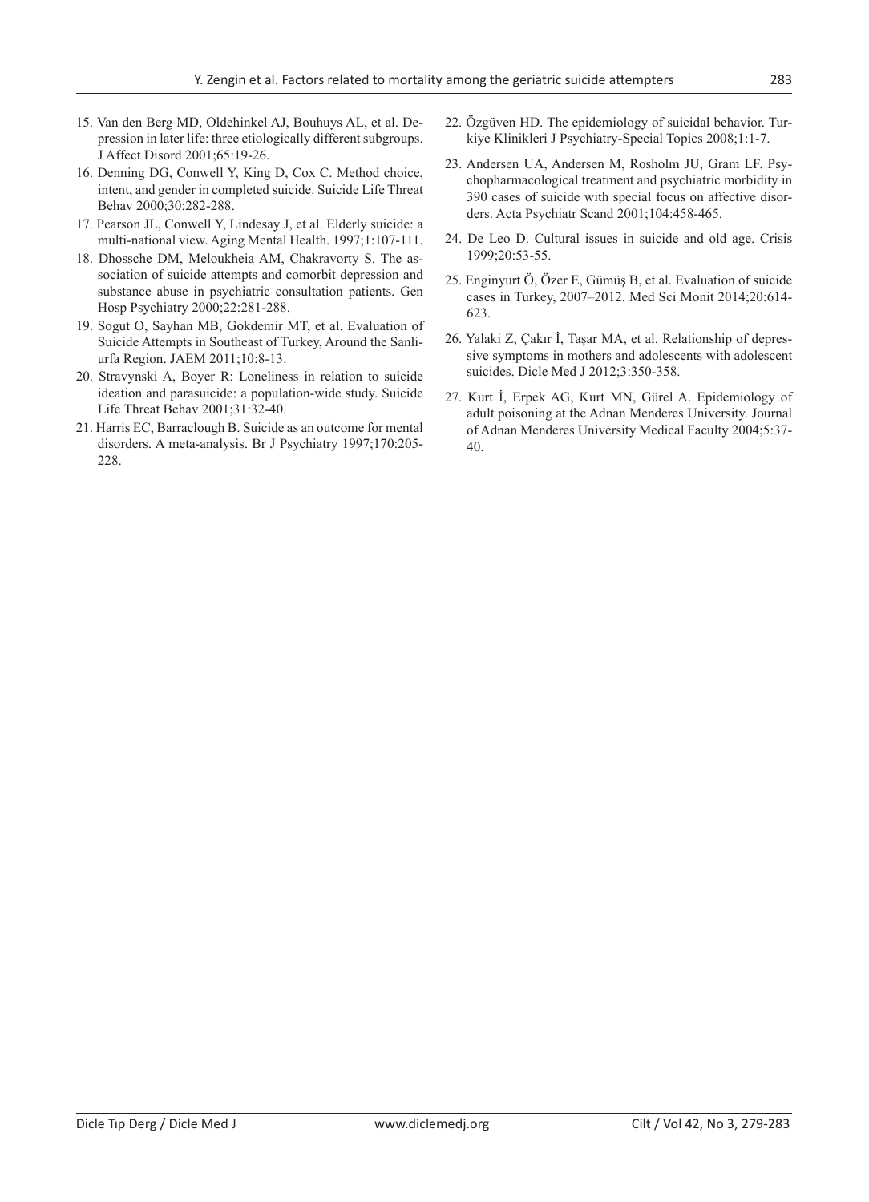15. Van den Berg MD, Oldehinkel AJ, Bouhuys AL, et al. Depression in later life: three etiologically different subgroups. J Affect Disord 2001;65:19-26.
16. Denning DG, Conwell Y, King D, Cox C. Method choice, intent, and gender in completed suicide. Suicide Life Threat Behav 2000;30:282-288.
17. Pearson JL, Conwell Y, Lindesay J, et al. Elderly suicide: a multi-national view. Aging Mental Health. 1997;1:107-111.
18. Dhossche DM, Meloukheia AM, Chakravorty S. The association of suicide attempts and comorbit depression and substance abuse in psychiatric consultation patients. Gen Hosp Psychiatry 2000;22:281-288.
19. Sogut O, Sayhan MB, Gokdemir MT, et al. Evaluation of Suicide Attempts in Southeast of Turkey, Around the Sanliurfa Region. JAEM 2011;10:8-13.
20. Stravynski A, Boyer R: Loneliness in relation to suicide ideation and parasuicide: a population-wide study. Suicide Life Threat Behav 2001;31:32-40.
21. Harris EC, Barraclough B. Suicide as an outcome for mental disorders. A meta-analysis. Br J Psychiatry 1997;170:205-228.
22. Özgüven HD. The epidemiology of suicidal behavior. Turkiye Klinikleri J Psychiatry-Special Topics 2008;1:1-7.
23. Andersen UA, Andersen M, Rosholm JU, Gram LF. Psychopharmacological treatment and psychiatric morbidity in 390 cases of suicide with special focus on affective disorders. Acta Psychiatr Scand 2001;104:458-465.
24. De Leo D. Cultural issues in suicide and old age. Crisis 1999;20:53-55.
25. Enginyurt Ö, Özer E, Gümüş B, et al. Evaluation of suicide cases in Turkey, 2007–2012. Med Sci Monit 2014;20:614-623.
26. Yalaki Z, Çakır İ, Taşar MA, et al. Relationship of depressive symptoms in mothers and adolescents with adolescent suicides. Dicle Med J 2012;3:350-358.
27. Kurt İ, Erpek AG, Kurt MN, Gürel A. Epidemiology of adult poisoning at the Adnan Menderes University. Journal of Adnan Menderes University Medical Faculty 2004;5:37-40.